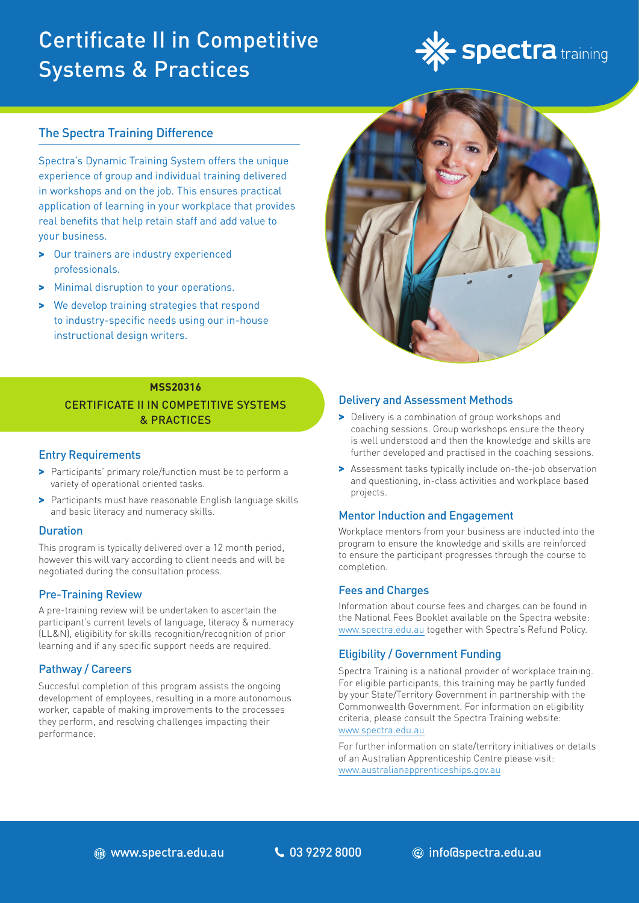# Certificate II in Competitive Systems & Practices

spectra training

## The Spectra Training Difference

Spectra's Dynamic Training System offers the unique experience of group and individual training delivered in workshops and on the job. This ensures practical application of learning in your workplace that provides real benefits that help retain staff and add value to your business.

- Our trainers are industry experienced professionals.
- Minimal disruption to your operations.
- We develop training strategies that respond to industry-specific needs using our in-house instructional design writers.

**MSS20316**

## CERTIFICATE II IN COMPETITIVE SYSTEMS & PRACTICES

### Entry Requirements

- Participants' primary role/function must be to perform a variety of operational oriented tasks.
- Participants must have reasonable English language skills and basic literacy and numeracy skills.

### Duration

This program is typically delivered over a 12 month period, however this will vary according to client needs and will be negotiated during the consultation process.

### Pre-Training Review

A pre-training review will be undertaken to ascertain the participant's current levels of language, literacy & numeracy (LL&N), eligibility for skills recognition/recognition of prior learning and if any specific support needs are required.

### Pathway / Careers

Succesful completion of this program assists the ongoing development of employees, resulting in a more autonomous worker, capable of making improvements to the processes they perform, and resolving challenges impacting their performance.

### Delivery and Assessment Methods

- Delivery is a combination of group workshops and coaching sessions. Group workshops ensure the theory is well understood and then the knowledge and skills are further developed and practised in the coaching sessions.
- Assessment tasks typically include on-the-job observation and questioning, in-class activities and workplace based projects.

### Mentor Induction and Engagement

Workplace mentors from your business are inducted into the program to ensure the knowledge and skills are reinforced to ensure the participant progresses through the course to completion.

### Fees and Charges

Information about course fees and charges can be found in the National Fees Booklet available on the Spectra website: www.spectra.edu.au together with Spectra's Refund Policy.

### Eligibility / Government Funding

Spectra Training is a national provider of workplace training. For eligible participants, this training may be partly funded by your State/Territory Government in partnership with the Commonwealth Government. For information on eligibility criteria, please consult the Spectra Training website: www.spectra.edu.au

For further information on state/territory initiatives or details of an Australian Apprenticeship Centre please visit: www.australianapprenticeships.gov.au

www.spectra.edu.au 03 9292 8000 info@spectra.edu.au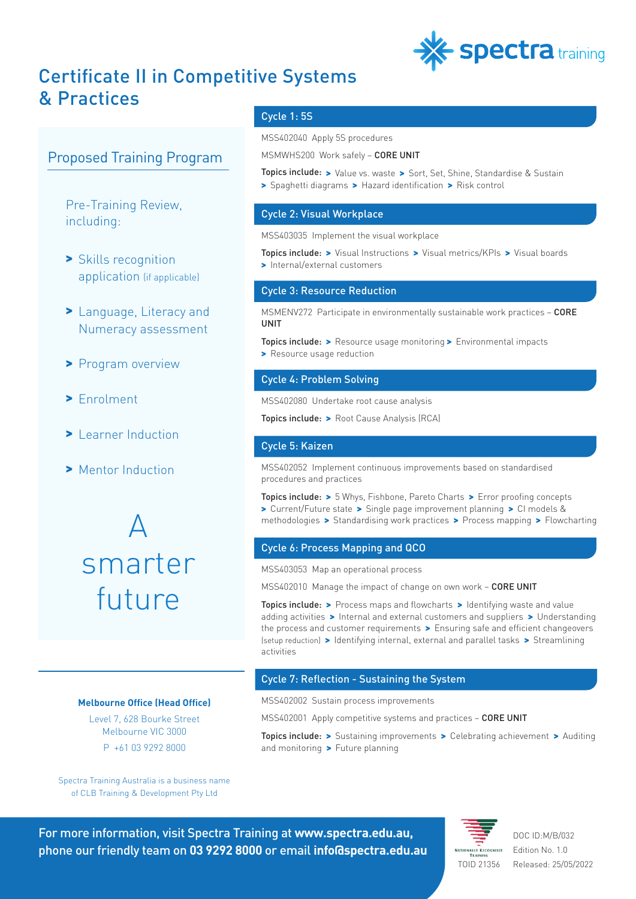# Certificate II in Competitive Systems & Practices

## Proposed Training Program

Pre-Training Review, including:

- Skills recognition application (if applicable)
- Language, Literacy and Numeracy assessment
- Program overview
- Enrolment
- Learner Induction
- Mentor Induction

A smarter future

### Cycle 1: 5S

MSS402040 Apply 5S procedures

MSMWHS200 Work safely – **CORE UNIT**

**Topics include:** > Value vs. waste > Sort, Set, Shine, Standardise & Sustain > Spaghetti diagrams > Hazard identification > Risk control

### Cycle 2: Visual Workplace

MSS403035 Implement the visual workplace

**Topics include:** > Visual Instructions > Visual metrics/KPIs > Visual boards > Internal/external customers

### Cycle 3: Resource Reduction

MSMENV272 Participate in environmentally sustainable work practices – **CORE UNIT**

**Topics include:** > Resource usage monitoring > Environmental impacts > Resource usage reduction

### Cycle 4: Problem Solving

MSS402080 Undertake root cause analysis

**Topics include:** > Root Cause Analysis (RCA)

### Cycle 5: Kaizen

MSS402052 Implement continuous improvements based on standardised procedures and practices

**Topics include:** > 5 Whys, Fishbone, Pareto Charts > Error proofing concepts > Current/Future state > Single page improvement planning > CI models & methodologies > Standardising work practices > Process mapping > Flowcharting

### Cycle 6: Process Mapping and QCO

MSS403053 Map an operational process

MSS402010 Manage the impact of change on own work – **CORE UNIT**

**Topics include:** > Process maps and flowcharts > Identifying waste and value adding activities > Internal and external customers and suppliers > Understanding the process and customer requirements > Ensuring safe and efficient changeovers (setup reduction) > Identifying internal, external and parallel tasks > Streamlining activities

### Cycle 7: Reflection - Sustaining the System

MSS402002 Sustain process improvements

MSS402001 Apply competitive systems and practices – **CORE UNIT**

**Topics include:** > Sustaining improvements > Celebrating achievement > Auditing and monitoring > Future planning

**Melbourne Office (Head Office)**

Level 7, 628 Bourke Street
Melbourne VIC 3000
P +61 03 9292 8000

Spectra Training Australia is a business name of CLB Training & Development Pty Ltd

For more information, visit Spectra Training at **www.spectra.edu.au,** phone our friendly team on **03 9292 8000** or email **info@spectra.edu.au**

TOID 21356

DOC ID:M/B/032
Edition No. 1.0
Released: 25/05/2022